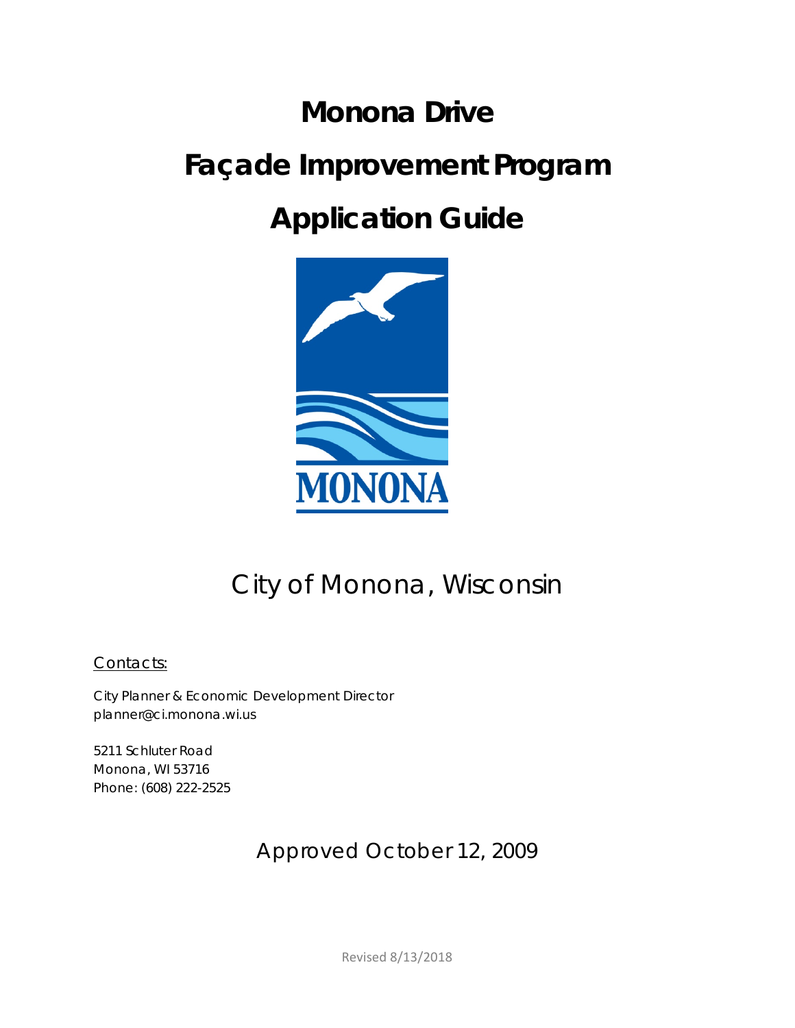# Monona Drive

# Façade Improvement Program

# Application Guide

MONONA

City of Monona, Wisconsin

Contacts:

City Planner & Economic Development Director
planner@ci.monona.wi.us

5211 Schluter Road
Monona, WI 53716
Phone: (608) 222-2525

Approved October 12, 2009

Revised 8/13/2018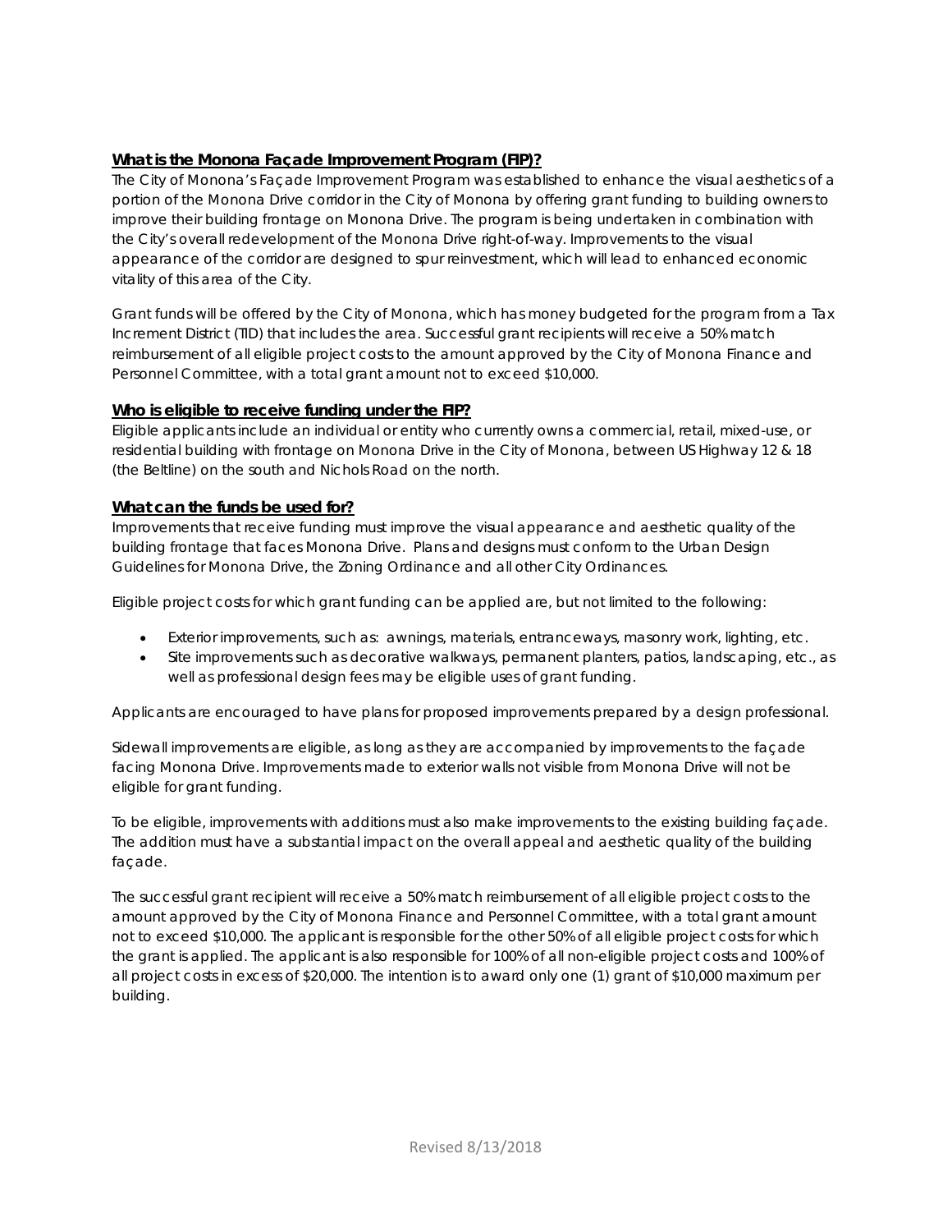## What is the Monona Façade Improvement Program (FIP)?

The City of Monona's Façade Improvement Program was established to enhance the visual aesthetics of a portion of the Monona Drive corridor in the City of Monona by offering grant funding to building owners to improve their building frontage on Monona Drive. The program is being undertaken in combination with the City's overall redevelopment of the Monona Drive right-of-way. Improvements to the visual appearance of the corridor are designed to spur reinvestment, which will lead to enhanced economic vitality of this area of the City.

Grant funds will be offered by the City of Monona, which has money budgeted for the program from a Tax Increment District (TID) that includes the area. Successful grant recipients will receive a 50% match reimbursement of all eligible project costs to the amount approved by the City of Monona Finance and Personnel Committee, with a total grant amount not to exceed $10,000.

## Who is eligible to receive funding under the FIP?

Eligible applicants include an individual or entity who currently owns a commercial, retail, mixed-use, or residential building with frontage on Monona Drive in the City of Monona, between US Highway 12 & 18 (the Beltline) on the south and Nichols Road on the north.

## What can the funds be used for?

Improvements that receive funding must improve the visual appearance and aesthetic quality of the building frontage that faces Monona Drive. Plans and designs must conform to the Urban Design Guidelines for Monona Drive, the Zoning Ordinance and all other City Ordinances.

Eligible project costs for which grant funding can be applied are, but not limited to the following:

- Exterior improvements, such as: awnings, materials, entranceways, masonry work, lighting, etc.
- Site improvements such as decorative walkways, permanent planters, patios, landscaping, etc., as well as professional design fees may be eligible uses of grant funding.

Applicants are encouraged to have plans for proposed improvements prepared by a design professional.

Sidewall improvements are eligible, as long as they are accompanied by improvements to the façade facing Monona Drive. Improvements made to exterior walls not visible from Monona Drive will not be eligible for grant funding.

To be eligible, improvements with additions must also make improvements to the existing building façade. The addition must have a substantial impact on the overall appeal and aesthetic quality of the building façade.

The successful grant recipient will receive a 50% match reimbursement of all eligible project costs to the amount approved by the City of Monona Finance and Personnel Committee, with a total grant amount not to exceed $10,000. The applicant is responsible for the other 50% of all eligible project costs for which the grant is applied. The applicant is also responsible for 100% of all non-eligible project costs and 100% of all project costs in excess of $20,000. The intention is to award only one (1) grant of $10,000 maximum per building.

Revised 8/13/2018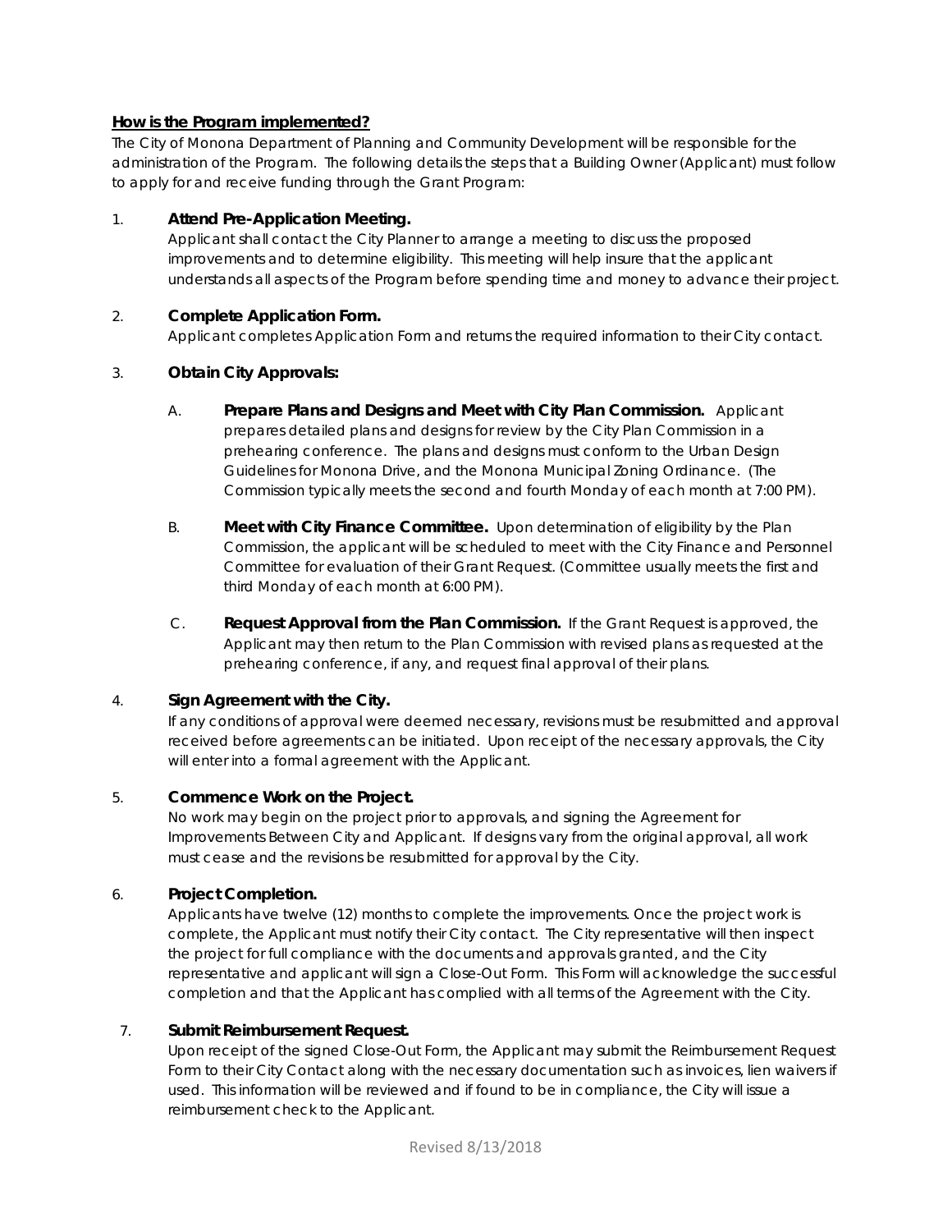## How is the Program implemented?

The City of Monona Department of Planning and Community Development will be responsible for the administration of the Program. The following details the steps that a Building Owner (Applicant) must follow to apply for and receive funding through the Grant Program:

1. **Attend Pre-Application Meeting.**
   Applicant shall contact the City Planner to arrange a meeting to discuss the proposed improvements and to determine eligibility. This meeting will help insure that the applicant understands all aspects of the Program before spending time and money to advance their project.

2. **Complete Application Form.**
   Applicant completes Application Form and returns the required information to their City contact.

3. **Obtain City Approvals:**

   A. **Prepare Plans and Designs and Meet with City Plan Commission.** Applicant prepares detailed plans and designs for review by the City Plan Commission in a prehearing conference. The plans and designs must conform to the Urban Design Guidelines for Monona Drive, and the Monona Municipal Zoning Ordinance. (The Commission typically meets the second and fourth Monday of each month at 7:00 PM).

   B. **Meet with City Finance Committee.** Upon determination of eligibility by the Plan Commission, the applicant will be scheduled to meet with the City Finance and Personnel Committee for evaluation of their Grant Request. (Committee usually meets the first and third Monday of each month at 6:00 PM).

   C. **Request Approval from the Plan Commission.** If the Grant Request is approved, the Applicant may then return to the Plan Commission with revised plans as requested at the prehearing conference, if any, and request final approval of their plans.

4. **Sign Agreement with the City.**
   If any conditions of approval were deemed necessary, revisions must be resubmitted and approval received before agreements can be initiated. Upon receipt of the necessary approvals, the City will enter into a formal agreement with the Applicant.

5. **Commence Work on the Project.**
   No work may begin on the project prior to approvals, and signing the Agreement for Improvements Between City and Applicant. If designs vary from the original approval, all work must cease and the revisions be resubmitted for approval by the City.

6. **Project Completion.**
   Applicants have twelve (12) months to complete the improvements. Once the project work is complete, the Applicant must notify their City contact. The City representative will then inspect the project for full compliance with the documents and approvals granted, and the City representative and applicant will sign a Close-Out Form. This Form will acknowledge the successful completion and that the Applicant has complied with all terms of the Agreement with the City.

7. **Submit Reimbursement Request.**
   Upon receipt of the signed Close-Out Form, the Applicant may submit the Reimbursement Request Form to their City Contact along with the necessary documentation such as invoices, lien waivers if used. This information will be reviewed and if found to be in compliance, the City will issue a reimbursement check to the Applicant.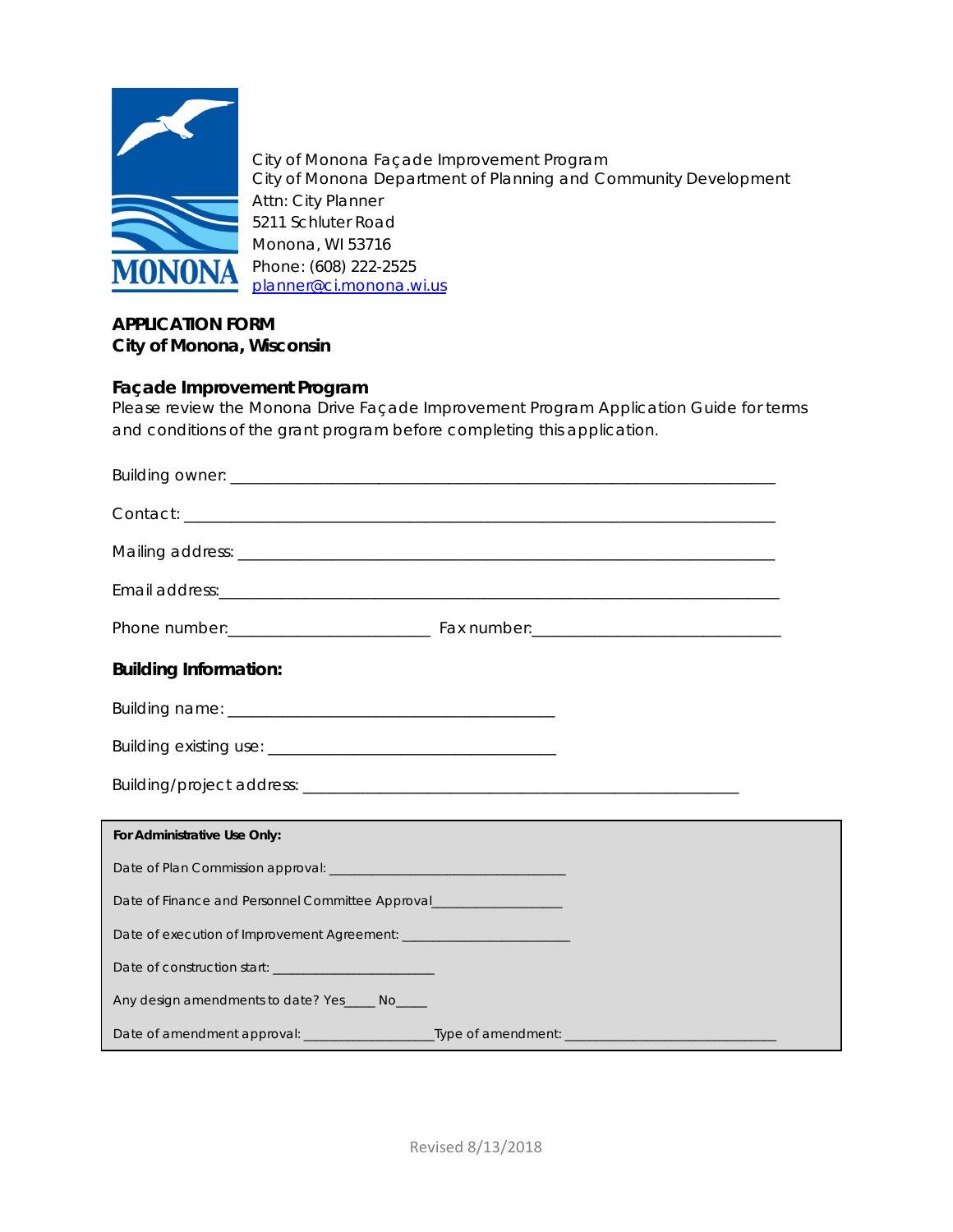City of Monona Façade Improvement Program
City of Monona Department of Planning and Community Development
Attn: City Planner
5211 Schluter Road
Monona, WI 53716
Phone: (608) 222-2525
planner@ci.monona.wi.us

**APPLICATION FORM**
**City of Monona, Wisconsin**

### Façade Improvement Program

Please review the Monona Drive Façade Improvement Program Application Guide for terms and conditions of the grant program before completing this application.

Building owner: ____________________________________________________________

Contact: _________________________________________________________________

Mailing address: ___________________________________________________________

Email address:______________________________________________________________

Phone number:______________________ Fax number:___________________________

### Building Information:

Building name: ____________________________________

Building existing use: ______________________________

Building/project address: ________________________________________________

**For Administrative Use Only:**

Date of Plan Commission approval: ______________________________

Date of Finance and Personnel Committee Approval_________________

Date of execution of Improvement Agreement: ______________________

Date of construction start: _____________________

Any design amendments to date? Yes_____ No_____

Date of amendment approval: _________________Type of amendment: ____________________________

Revised 8/13/2018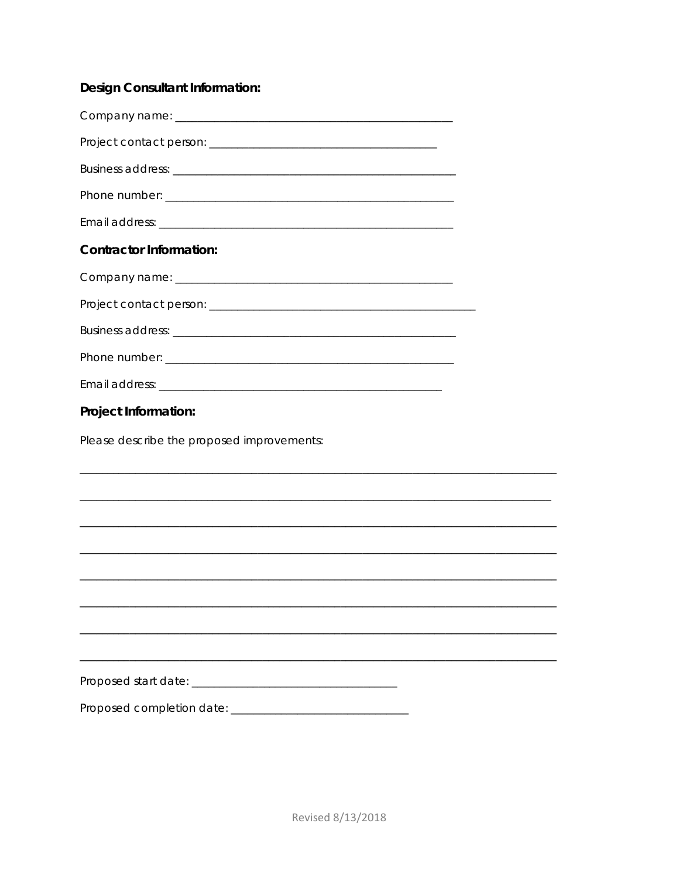**Design Consultant Information:**

Company name: ___________________________________________

Project contact person: ___________________________________

Business address: ____________________________________________

Phone number: _____________________________________________

Email address: ______________________________________________

**Contractor Information:**

Company name: ___________________________________________

Project contact person: _________________________________________

Business address: ____________________________________________

Phone number: _____________________________________________

Email address: ____________________________________________

**Project Information:**

Please describe the proposed improvements:

______________________________________________________________________________

______________________________________________________________________________

______________________________________________________________________________

______________________________________________________________________________

______________________________________________________________________________

______________________________________________________________________________

______________________________________________________________________________

______________________________________________________________________________

Proposed start date: ________________________________

Proposed completion date: ____________________________

Revised 8/13/2018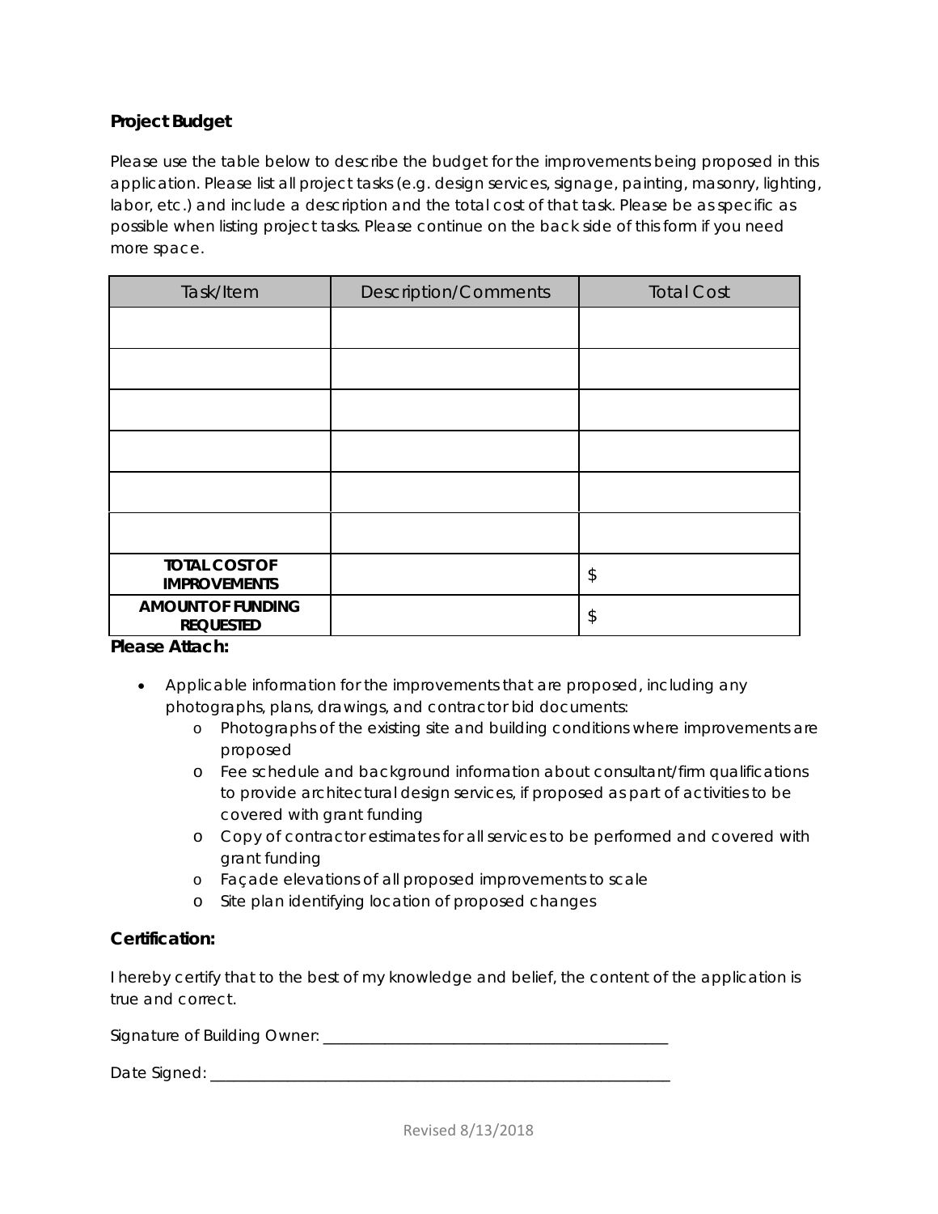### Project Budget

Please use the table below to describe the budget for the improvements being proposed in this application. Please list all project tasks (e.g. design services, signage, painting, masonry, lighting, labor, etc.) and include a description and the total cost of that task. Please be as specific as possible when listing project tasks. Please continue on the back side of this form if you need more space.

| Task/Item | Description/Comments | Total Cost |
|---|---|---|
| | | |
| | | |
| | | |
| | | |
| | | |
| | | |
| **TOTAL COST OF IMPROVEMENTS** | | $ |
| **AMOUNT OF FUNDING REQUESTED** | | $ |

**Please Attach:**

- Applicable information for the improvements that are proposed, including any photographs, plans, drawings, and contractor bid documents:
    - Photographs of the existing site and building conditions where improvements are proposed
    - Fee schedule and background information about consultant/firm qualifications to provide architectural design services, if proposed as part of activities to be covered with grant funding
    - Copy of contractor estimates for all services to be performed and covered with grant funding
    - Façade elevations of all proposed improvements to scale
    - Site plan identifying location of proposed changes

**Certification:**

I hereby certify that to the best of my knowledge and belief, the content of the application is true and correct.

Signature of Building Owner: ___________________________________________

Date Signed: _________________________________________________________

Revised 8/13/2018